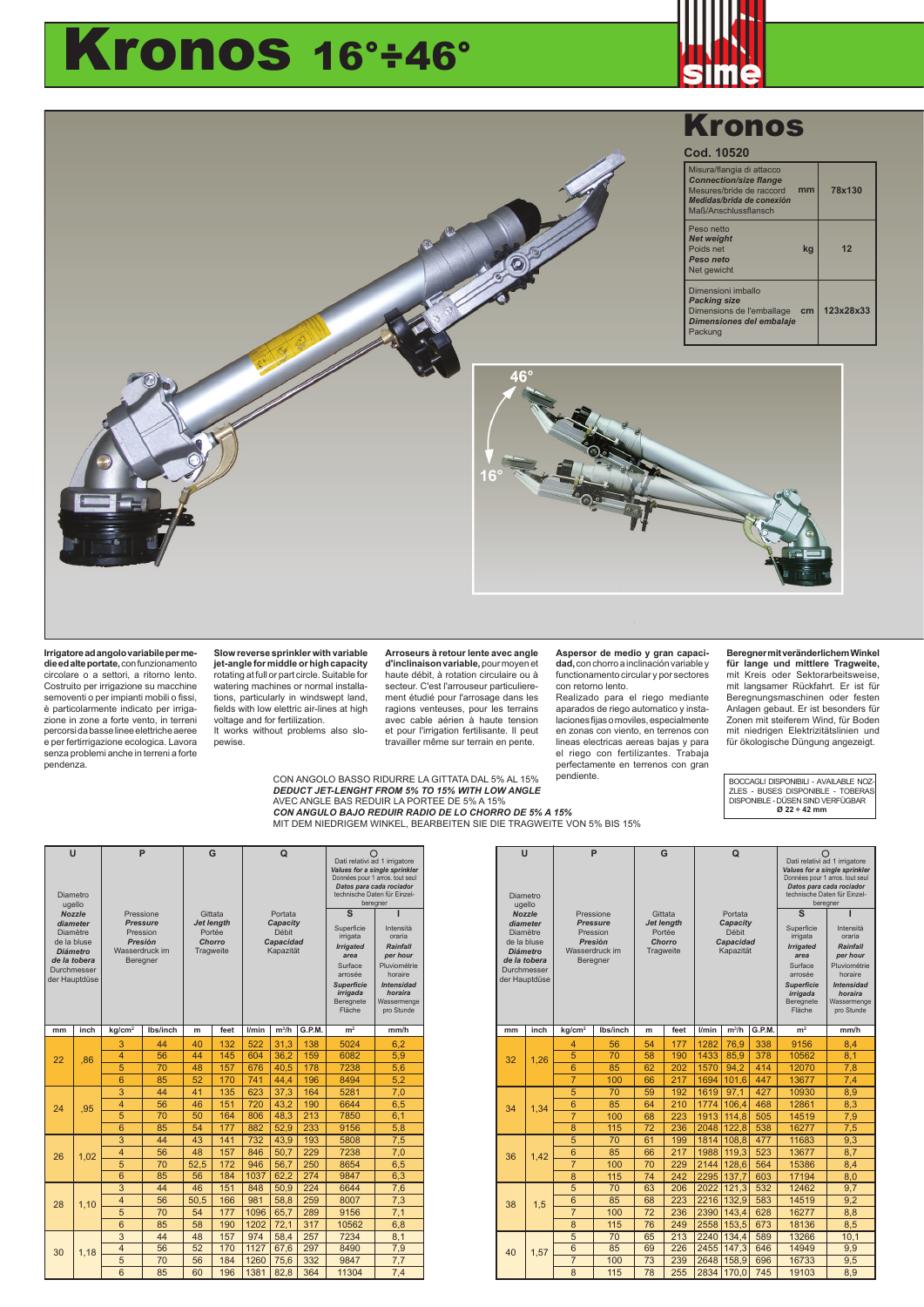# Kronos 16°÷46°

sime

## Kronos

**Cod. 10520**

| | | |
|---|---|---|
| Misura/flangia di attacco<br>***Connection/size flange***<br>Mesures/bride de raccord<br>***Medidas/brida de conexión***<br>Maß/Anschlussflansch | mm | 78x130 |
| Peso netto<br>***Net weight***<br>Poids net<br>***Peso neto***<br>Net gewicht | kg | 12 |
| Dimensioni imballo<br>***Packing size***<br>Dimensions de l'emballage<br>***Dimensiones del embalaje***<br>Packung | cm | 123x28x33 |

46°

16°

**Irrigatore ad angolo variabile per medie ed alte portate,** con funzionamento circolare o a settori, a ritorno lento. Costruito per irrigazione su macchine semoventi o per impianti mobili o fissi, è particolarmente indicato per irrigazione in zone a forte vento, in terreni percorsi da basse linee elettriche aeree e per fertirrigazione ecologica. Lavora senza problemi anche in terreni a forte pendenza.

**Slow reverse sprinkler with variable jet-angle for middle or high capacity** rotating at full or part circle. Suitable for watering machines or normal installations, particularly in windswept land, fields with low elettric air-lines at high voltage and for fertilization.
It works without problems also slopewise.

**Arroseurs à retour lent avec angle d'inclinaison variable,** pour moyen et haute débit, à rotation circulaire ou à secteur. C'est l'arrouseur particulierement étudié pour l'arrosage dans les ragions venteuses, pour les terrains avec cable aérien à haute tension et pour l'irrigation fertilisante. Il peut travailler même sur terrain en pente.

**Aspersor de medio y gran capacidad,** con chorro a inclinación variable y functionamento circular y por sectores con retorno lento.
Realizado para el riego mediante aparados de riego automatico y instalaciones fijas o moviles, especialmente en zonas con viento, en terrenos con lineas electricas aereas bajas y para el riego con fertilizantes. Trabaja perfectamente en terrenos con gran pendiente.

**Beregner mit veränderlichem Winkel für lange und mittlere Tragweite,** mit Kreis oder Sektorarbeitsweise, mit langsamer Rückfahrt. Er ist für Beregnungsmaschinen oder festen Anlagen gebaut. Er ist besonders für Zonen mit steiferem Wind, für Boden mit niedrigen Elektrizitätslinien und für ökologische Düngung angezeigt.

CON ANGOLO BASSO RIDURRE LA GITTATA DAL 5% AL 15%
***DEDUCT JET-LENGHT FROM 5% TO 15% WITH LOW ANGLE***
AVEC ANGLE BAS REDUIR LA PORTEE DE 5% A 15%
***CON ANGULO BAJO REDUIR RADIO DE LO CHORRO DE 5% A 15%***
MIT DEM NIEDRIGEM WINKEL, BEARBEITEN SIE DIE TRAGWEITE VON 5% BIS 15%

BOCCAGLI DISPONIBILI - AVAILABLE NOZZLES - BUSES DISPONIBLE - TOBERAS DISPONIBLE - DÜSEN SIND VERFÜGBAR
**Ø 22 ÷ 42 mm**

| U – Diametro ugello / ***Nozzle diameter*** / Diamètre de la bluse / ***Diámetro de la tobera*** / Durchmesser der Hauptdüse | | P – Pressione / ***Pressure*** / Pression / ***Presión*** / Wasserdruck im Beregner | | G – Gittata / ***Jet length*** / Portée / ***Chorro*** / Tragweite | | Q – Portata / ***Capacity*** / Débit / ***Capacidad*** / Kapazität | | | S – Superficie irrigata / ***Irrigated area*** / Surface arrosée / ***Superficie irrigada*** / Beregnete Fläche | I – Intensità oraria / ***Rainfall per hour*** / Pluviométrie horaire / ***Intensidad horaira*** / Wassermenge pro Stunde |
|---|---|---|---|---|---|---|---|---|---|---|
| mm | inch | kg/cm² | lbs/inch | m | feet | l/min | m³/h | G.P.M. | m² | mm/h |
| 22 | ,86 | 3 | 44 | 40 | 132 | 522 | 31,3 | 138 | 5024 | 6,2 |
| | | 4 | 56 | 44 | 145 | 604 | 36,2 | 159 | 6082 | 5,9 |
| | | 5 | 70 | 48 | 157 | 676 | 40,5 | 178 | 7238 | 5,6 |
| | | 6 | 85 | 52 | 170 | 741 | 44,4 | 196 | 8494 | 5,2 |
| 24 | ,95 | 3 | 44 | 41 | 135 | 623 | 37,3 | 164 | 5281 | 7,0 |
| | | 4 | 56 | 46 | 151 | 720 | 43,2 | 190 | 6644 | 6,5 |
| | | 5 | 70 | 50 | 164 | 806 | 48,3 | 213 | 7850 | 6,1 |
| | | 6 | 85 | 54 | 177 | 882 | 52,9 | 233 | 9156 | 5,8 |
| 26 | 1,02 | 3 | 44 | 43 | 141 | 732 | 43,9 | 193 | 5808 | 7,5 |
| | | 4 | 56 | 48 | 157 | 846 | 50,7 | 229 | 7238 | 7,0 |
| | | 5 | 70 | 52,5 | 172 | 946 | 56,7 | 250 | 8654 | 6,5 |
| | | 6 | 85 | 56 | 184 | 1037 | 62,2 | 274 | 9847 | 6,3 |
| 28 | 1,10 | 3 | 44 | 46 | 151 | 848 | 50,9 | 224 | 6644 | 7,6 |
| | | 4 | 56 | 50,5 | 166 | 981 | 58,8 | 259 | 8007 | 7,3 |
| | | 5 | 70 | 54 | 177 | 1096 | 65,7 | 289 | 9156 | 7,1 |
| | | 6 | 85 | 58 | 190 | 1202 | 72,1 | 317 | 10562 | 6,8 |
| 30 | 1,18 | 3 | 44 | 48 | 157 | 974 | 58,4 | 257 | 7234 | 8,1 |
| | | 4 | 56 | 52 | 170 | 1127 | 67,6 | 297 | 8490 | 7,9 |
| | | 5 | 70 | 56 | 184 | 1260 | 75,6 | 332 | 9847 | 7,7 |
| | | 6 | 85 | 60 | 196 | 1381 | 82,8 | 364 | 11304 | 7,4 |

Dati relativi ad 1 irrigatore / ***Values for a single sprinkler*** / Données pour 1 arros. tout seul / ***Datos para cada rociador*** / technische Daten für Einzel-beregner

| U – Diametro ugello / ***Nozzle diameter*** / Diamètre de la bluse / ***Diámetro de la tobera*** / Durchmesser der Hauptdüse | | P – Pressione / ***Pressure*** / Pression / ***Presión*** / Wasserdruck im Beregner | | G – Gittata / ***Jet length*** / Portée / ***Chorro*** / Tragweite | | Q – Portata / ***Capacity*** / Débit / ***Capacidad*** / Kapazität | | | S – Superficie irrigata / ***Irrigated area*** / Surface arrosée / ***Superficie irrigada*** / Beregnete Fläche | I – Intensità oraria / ***Rainfall per hour*** / Pluviométrie horaire / ***Intensidad horaira*** / Wassermenge pro Stunde |
|---|---|---|---|---|---|---|---|---|---|---|
| mm | inch | kg/cm² | lbs/inch | m | feet | l/min | m³/h | G.P.M. | m² | mm/h |
| 32 | 1,26 | 4 | 56 | 54 | 177 | 1282 | 76,9 | 338 | 9156 | 8,4 |
| | | 5 | 70 | 58 | 190 | 1433 | 85,9 | 378 | 10562 | 8,1 |
| | | 6 | 85 | 62 | 202 | 1570 | 94,2 | 414 | 12070 | 7,8 |
| | | 7 | 100 | 66 | 217 | 1694 | 101,6 | 447 | 13677 | 7,4 |
| 34 | 1,34 | 5 | 70 | 59 | 192 | 1619 | 97,1 | 427 | 10930 | 8,9 |
| | | 6 | 85 | 64 | 210 | 1774 | 106,4 | 468 | 12861 | 8,3 |
| | | 7 | 100 | 68 | 223 | 1913 | 114,8 | 505 | 14519 | 7,9 |
| | | 8 | 115 | 72 | 236 | 2048 | 122,8 | 538 | 16277 | 7,5 |
| 36 | 1,42 | 5 | 70 | 61 | 199 | 1814 | 108,8 | 477 | 11683 | 9,3 |
| | | 6 | 85 | 66 | 217 | 1988 | 119,3 | 523 | 13677 | 8,7 |
| | | 7 | 100 | 70 | 229 | 2144 | 128,6 | 564 | 15386 | 8,4 |
| | | 8 | 115 | 74 | 242 | 2295 | 137,7 | 603 | 17194 | 8,0 |
| 38 | 1,5 | 5 | 70 | 63 | 206 | 2022 | 121,3 | 532 | 12462 | 9,7 |
| | | 6 | 85 | 68 | 223 | 2216 | 132,9 | 583 | 14519 | 9,2 |
| | | 7 | 100 | 72 | 236 | 2390 | 143,4 | 628 | 16277 | 8,8 |
| | | 8 | 115 | 76 | 249 | 2558 | 153,5 | 673 | 18136 | 8,5 |
| 40 | 1,57 | 5 | 70 | 65 | 213 | 2240 | 134,4 | 589 | 13266 | 10,1 |
| | | 6 | 85 | 69 | 226 | 2455 | 147,3 | 646 | 14949 | 9,9 |
| | | 7 | 100 | 73 | 239 | 2648 | 158,9 | 696 | 16733 | 9,5 |
| | | 8 | 115 | 78 | 255 | 2834 | 170,0 | 745 | 19103 | 8,9 |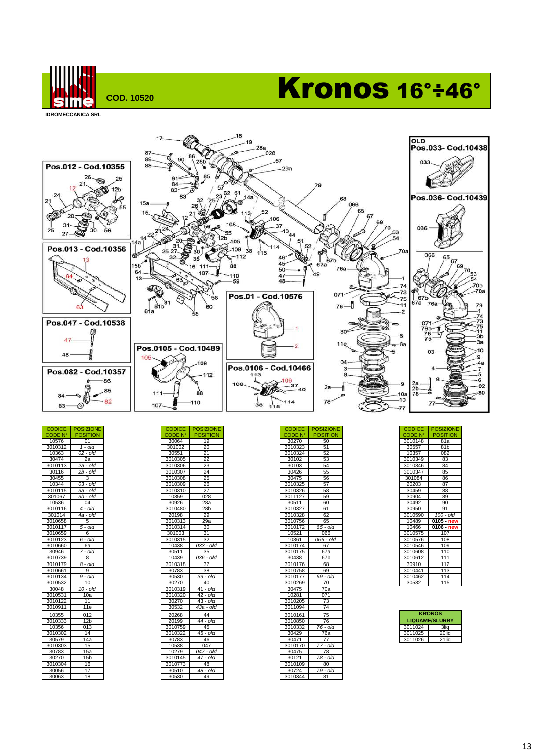**sime** IDROMECCANICA SRL

**COD. 10520**

# Kronos 16°÷46°

Pos.012 - Cod.10355

Pos.013 - Cod.10356

Pos.047 - Cod.10538

Pos.082 - Cod.10357

Pos.0105 - Cod.10489

Pos.0106 - Cod.10466

Pos.01 - Cod.10576

OLD Pos.033- Cod.10438

Pos.036- Cod.10439

| CODICE CODE N° | POSIZIONE POSITION |
|---|---|
| 10576 | 01 |
| 3010312 | *1 - old* |
| 10363 | *02 - old* |
| 30474 | 2a |
| 3010113 | *2a - old* |
| 30116 | *2b - old* |
| 30455 | 3 |
| 10344 | *03 - old* |
| 3010115 | *3a - old* |
| 301067 | *3b - old* |
| 10536 | 04 |
| 3010116 | *4 - old* |
| 301014 | *4a - old* |
| 3010658 | 5 |
| 3010117 | *5 - old* |
| 3010659 | 6 |
| 3010123 | *6 - old* |
| 3010660 | 6a |
| 30946 | *7 - old* |
| 3010739 | 8 |
| 3010179 | *8 - old* |
| 3010661 | 9 |
| 3010134 | *9 - old* |
| 3010532 | 10 |
| 30048 | *10 - old* |
| 3010531 | 10a |
| 3010122 | 11 |
| 3010911 | 11e |
| 10355 | 012 |
| 3010333 | 12b |
| 10356 | 013 |
| 3010302 | 14 |
| 30579 | 14a |
| 3010303 | 15 |
| 30783 | 15a |
| 30270 | 15b |
| 3010304 | 16 |
| 30056 | 17 |
| 30063 | 18 |

| CODICE CODE N° | POSIZIONE POSITION |
|---|---|
| 30064 | 19 |
| 301002 | 20 |
| 30551 | 21 |
| 3010305 | 22 |
| 3010306 | 23 |
| 3010307 | 24 |
| 3010308 | 25 |
| 3010309 | 26 |
| 3010310 | 27 |
| 10359 | 028 |
| 30926 | 28a |
| 3010480 | 28b |
| 20198 | 29 |
| 3010313 | 29a |
| 3010314 | 30 |
| 301003 | 31 |
| 3010315 | 32 |
| 10438 | *033 - old* |
| 30511 | 35 |
| 10439 | *036 - old* |
| 3010318 | 37 |
| 30783 | 38 |
| 30530 | *39 - old* |
| 30270 | 40 |
| 3010319 | *41 - old* |
| 3010320 | *42 - old* |
| 30270 | *43 - old* |
| 30532 | *43a - old* |
| 20268 | 44 |
| 20199 | *44 - old* |
| 3010759 | 45 |
| 3010322 | *45 - old* |
| 30783 | 46 |
| 10538 | 047 |
| 10279 | *047 - old* |
| 3010145 | *47 - old* |
| 3010773 | 48 |
| 30510 | *48 - old* |
| 30530 | 49 |

| CODICE CODE N° | POSIZIONE POSITION |
|---|---|
| 30270 | 50 |
| 3010323 | 51 |
| 3010324 | 52 |
| 30102 | 53 |
| 30103 | 54 |
| 30426 | 55 |
| 30475 | 56 |
| 3010325 | 57 |
| 3010326 | 58 |
| 3011127 | 59 |
| 30511 | 60 |
| 3010327 | 61 |
| 3010328 | 62 |
| 3010756 | 65 |
| 3010172 | *65 - old* |
| 10521 | 066 |
| 10361 | *066 - old* |
| 3010174 | 67 |
| 3010175 | 67a |
| 30438 | 67b |
| 3010176 | 68 |
| 3010758 | 69 |
| 3010177 | *69 - old* |
| 3010269 | 70 |
| 30475 | 70a |
| 10281 | 071 |
| 3010205 | 73 |
| 3011094 | 74 |
| 3010161 | 75 |
| 3010850 | 76 |
| 3010332 | *76 - old* |
| 30429 | 76a |
| 30471 | 77 |
| 3010170 | *77 - old* |
| 30475 | 78 |
| 30121 | *78 - old* |
| 3010109 | 80 |
| 30724 | *79 - old* |
| 3010344 | 81 |

| CODICE CODE N° | POSIZIONE POSITION |
|---|---|
| 3010148 | 81a |
| 30557 | 81b |
| 10357 | 082 |
| 3010349 | 83 |
| 3010346 | 84 |
| 3010347 | 85 |
| 301084 | 86 |
| 20203 | 87 |
| 30459 | 88 |
| 30904 | 89 |
| 30492 | 90 |
| 30950 | 91 |
| 3010590 | *100 - old* |
| 10489 | **0105 - new** |
| 10466 | **0106 - new** |
| 3010575 | 107 |
| 3010576 | 108 |
| 3010546 | 109 |
| 3010608 | 110 |
| 3010612 | 111 |
| 30910 | 112 |
| 3010441 | 113 |
| 3010462 | 114 |
| 30532 | 115 |

| KRONOS LIQUAME/SLURRY | |
|---|---|
| 3011024 | 3liq |
| 3011025 | 20liq |
| 3011026 | 21liq |